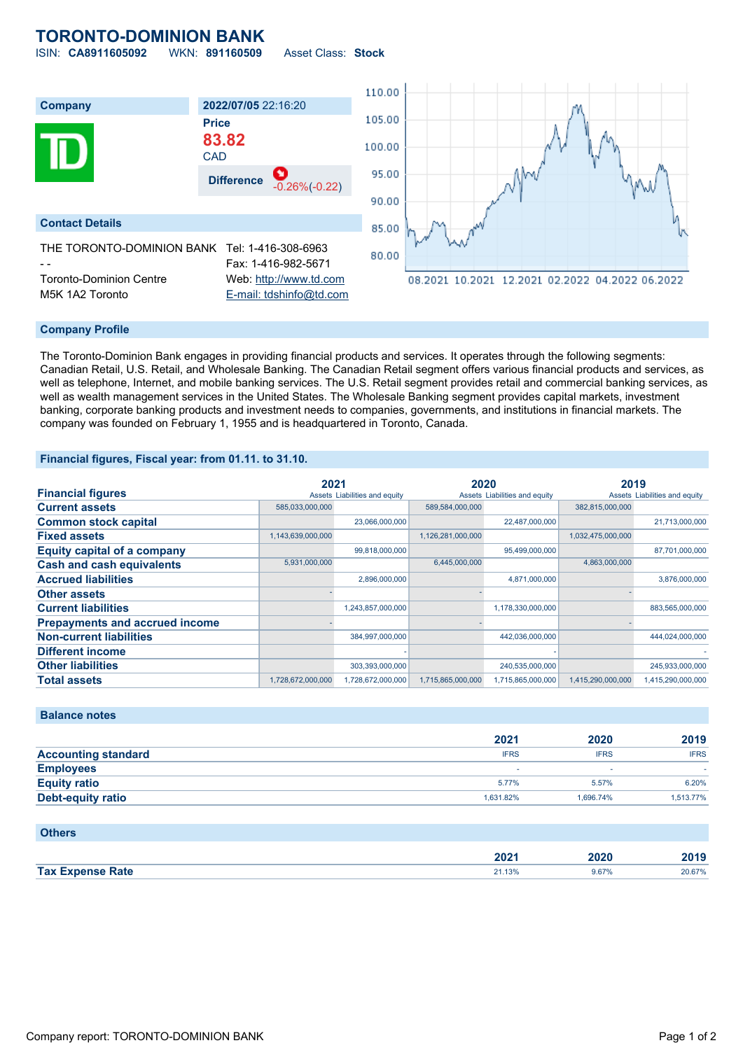# TORONTO-DOMINION BANK

ISIN: **CA8911605092** WKN: **891160509** Asset Class: **Stock**

| Company | 2022/07/05 22:16:20 |
|---|---|
| | **Price** |
| | **83.82** |
| | CAD |
| | **Difference** -0.26%(-0.22) |

## Contact Details

THE TORONTO-DOMINION BANK
- -
Toronto-Dominion Centre
M5K 1A2 Toronto

Tel: 1-416-308-6963
Fax: 1-416-982-5671
Web: http://www.td.com
E-mail: tdshinfo@td.com

## Company Profile

The Toronto-Dominion Bank engages in providing financial products and services. It operates through the following segments: Canadian Retail, U.S. Retail, and Wholesale Banking. The Canadian Retail segment offers various financial products and services, as well as telephone, Internet, and mobile banking services. The U.S. Retail segment provides retail and commercial banking services, as well as wealth management services in the United States. The Wholesale Banking segment provides capital markets, investment banking, corporate banking products and investment needs to companies, governments, and institutions in financial markets. The company was founded on February 1, 1955 and is headquartered in Toronto, Canada.

## Financial figures, Fiscal year: from 01.11. to 31.10.

| Financial figures | 2021 | | 2020 | | 2019 | |
|---|---|---|---|---|---|---|
| | Assets | Liabilities and equity | Assets | Liabilities and equity | Assets | Liabilities and equity |
| **Current assets** | 585,033,000,000 | | 589,584,000,000 | | 382,815,000,000 | |
| **Common stock capital** | | 23,066,000,000 | | 22,487,000,000 | | 21,713,000,000 |
| **Fixed assets** | 1,143,639,000,000 | | 1,126,281,000,000 | | 1,032,475,000,000 | |
| **Equity capital of a company** | | 99,818,000,000 | | 95,499,000,000 | | 87,701,000,000 |
| **Cash and cash equivalents** | 5,931,000,000 | | 6,445,000,000 | | 4,863,000,000 | |
| **Accrued liabilities** | | 2,896,000,000 | | 4,871,000,000 | | 3,876,000,000 |
| **Other assets** | - | | - | | - | |
| **Current liabilities** | | 1,243,857,000,000 | | 1,178,330,000,000 | | 883,565,000,000 |
| **Prepayments and accrued income** | - | | - | | - | |
| **Non-current liabilities** | | 384,997,000,000 | | 442,036,000,000 | | 444,024,000,000 |
| **Different income** | | - | | - | | - |
| **Other liabilities** | | 303,393,000,000 | | 240,535,000,000 | | 245,933,000,000 |
| **Total assets** | 1,728,672,000,000 | 1,728,672,000,000 | 1,715,865,000,000 | 1,715,865,000,000 | 1,415,290,000,000 | 1,415,290,000,000 |

## Balance notes

| | 2021 | 2020 | 2019 |
|---|---|---|---|
| **Accounting standard** | IFRS | IFRS | IFRS |
| **Employees** | - | - | - |
| **Equity ratio** | 5.77% | 5.57% | 6.20% |
| **Debt-equity ratio** | 1,631.82% | 1,696.74% | 1,513.77% |

## Others

| | 2021 | 2020 | 2019 |
|---|---|---|---|
| **Tax Expense Rate** | 21.13% | 9.67% | 20.67% |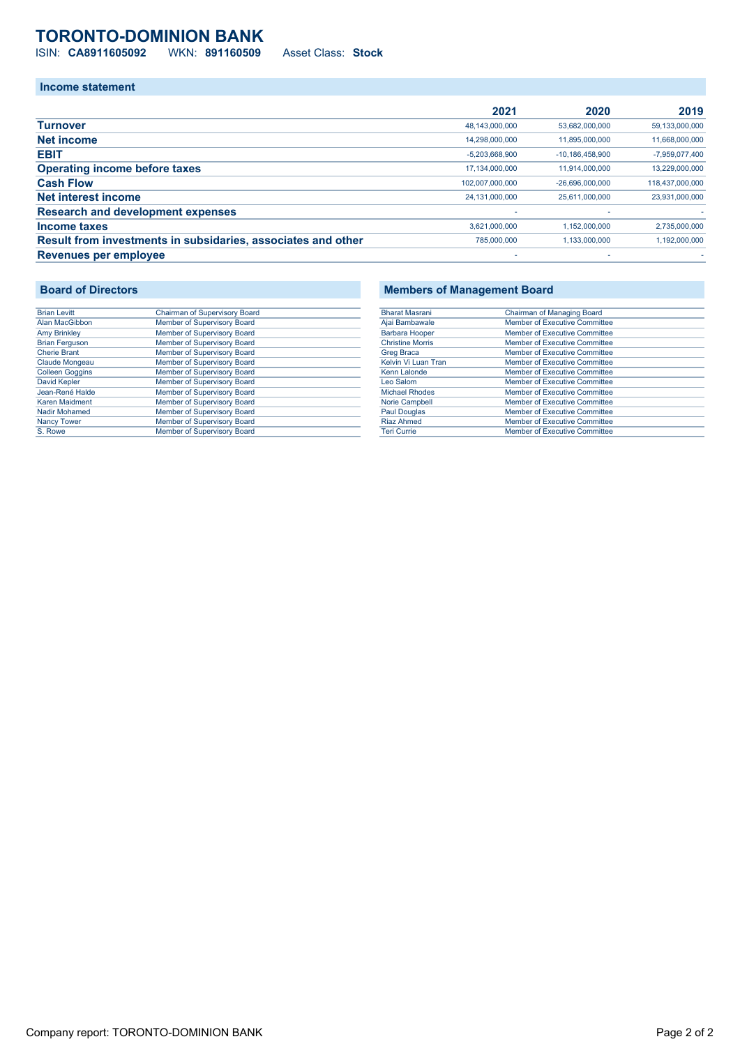# TORONTO-DOMINION BANK

ISIN: **CA8911605092** WKN: **891160509** Asset Class: **Stock**

## Income statement

| | 2021 | 2020 | 2019 |
|---|---|---|---|
| **Turnover** | 48,143,000,000 | 53,682,000,000 | 59,133,000,000 |
| **Net income** | 14,298,000,000 | 11,895,000,000 | 11,668,000,000 |
| **EBIT** | -5,203,668,900 | -10,186,458,900 | -7,959,077,400 |
| **Operating income before taxes** | 17,134,000,000 | 11,914,000,000 | 13,229,000,000 |
| **Cash Flow** | 102,007,000,000 | -26,696,000,000 | 118,437,000,000 |
| **Net interest income** | 24,131,000,000 | 25,611,000,000 | 23,931,000,000 |
| **Research and development expenses** | - | - | - |
| **Income taxes** | 3,621,000,000 | 1,152,000,000 | 2,735,000,000 |
| **Result from investments in subsidaries, associates and other** | 785,000,000 | 1,133,000,000 | 1,192,000,000 |
| **Revenues per employee** | - | - | - |

## Board of Directors

| | |
|---|---|
| Brian Levitt | Chairman of Supervisory Board |
| Alan MacGibbon | Member of Supervisory Board |
| Amy Brinkley | Member of Supervisory Board |
| Brian Ferguson | Member of Supervisory Board |
| Cherie Brant | Member of Supervisory Board |
| Claude Mongeau | Member of Supervisory Board |
| Colleen Goggins | Member of Supervisory Board |
| David Kepler | Member of Supervisory Board |
| Jean-René Halde | Member of Supervisory Board |
| Karen Maidment | Member of Supervisory Board |
| Nadir Mohamed | Member of Supervisory Board |
| Nancy Tower | Member of Supervisory Board |
| S. Rowe | Member of Supervisory Board |

## Members of Management Board

| | |
|---|---|
| Bharat Masrani | Chairman of Managing Board |
| Ajai Bambawale | Member of Executive Committee |
| Barbara Hooper | Member of Executive Committee |
| Christine Morris | Member of Executive Committee |
| Greg Braca | Member of Executive Committee |
| Kelvin Vi Luan Tran | Member of Executive Committee |
| Kenn Lalonde | Member of Executive Committee |
| Leo Salom | Member of Executive Committee |
| Michael Rhodes | Member of Executive Committee |
| Norie Campbell | Member of Executive Committee |
| Paul Douglas | Member of Executive Committee |
| Riaz Ahmed | Member of Executive Committee |
| Teri Currie | Member of Executive Committee |